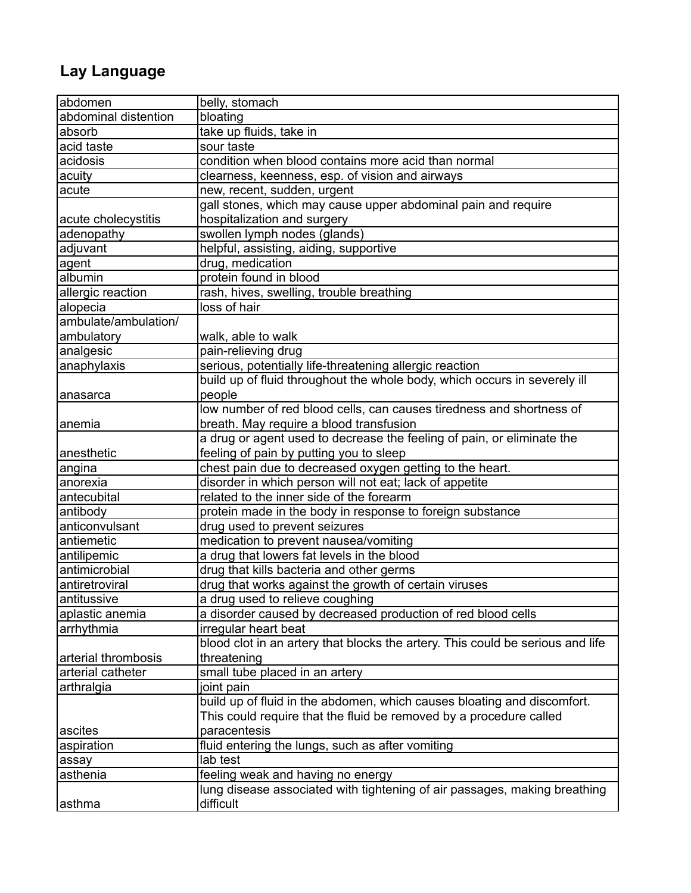## Lay Language

| | |
|---|---|
| abdomen | belly, stomach |
| abdominal distention | bloating |
| absorb | take up fluids, take in |
| acid taste | sour taste |
| acidosis | condition when blood contains more acid than normal |
| acuity | clearness, keenness, esp. of vision and airways |
| acute | new, recent, sudden, urgent |
| acute cholecystitis | gall stones, which may cause upper abdominal pain and require hospitalization and surgery |
| adenopathy | swollen lymph nodes (glands) |
| adjuvant | helpful, assisting, aiding, supportive |
| agent | drug, medication |
| albumin | protein found in blood |
| allergic reaction | rash, hives, swelling, trouble breathing |
| alopecia | loss of hair |
| ambulate/ambulation/ ambulatory | walk, able to walk |
| analgesic | pain-relieving drug |
| anaphylaxis | serious, potentially life-threatening allergic reaction |
| anasarca | build up of fluid throughout the whole body, which occurs in severely ill people |
| anemia | low number of red blood cells, can causes tiredness and shortness of breath. May require a blood transfusion |
| anesthetic | a drug or agent used to decrease the feeling of pain, or eliminate the feeling of pain by putting you to sleep |
| angina | chest pain due to decreased oxygen getting to the heart. |
| anorexia | disorder in which person will not eat; lack of appetite |
| antecubital | related to the inner side of the forearm |
| antibody | protein made in the body in response to foreign substance |
| anticonvulsant | drug used to prevent seizures |
| antiemetic | medication to prevent nausea/vomiting |
| antilipemic | a drug that lowers fat levels in the blood |
| antimicrobial | drug that kills bacteria and other germs |
| antiretroviral | drug that works against the growth of certain viruses |
| antitussive | a drug used to relieve coughing |
| aplastic anemia | a disorder caused by decreased production of red blood cells |
| arrhythmia | irregular heart beat |
| arterial thrombosis | blood clot in an artery that blocks the artery. This could be serious and life threatening |
| arterial catheter | small tube placed in an artery |
| arthralgia | joint pain |
| ascites | build up of fluid in the abdomen, which causes bloating and discomfort. This could require that the fluid be removed by a procedure called paracentesis |
| aspiration | fluid entering the lungs, such as after vomiting |
| assay | lab test |
| asthenia | feeling weak and having no energy |
| asthma | lung disease associated with tightening of air passages, making breathing difficult |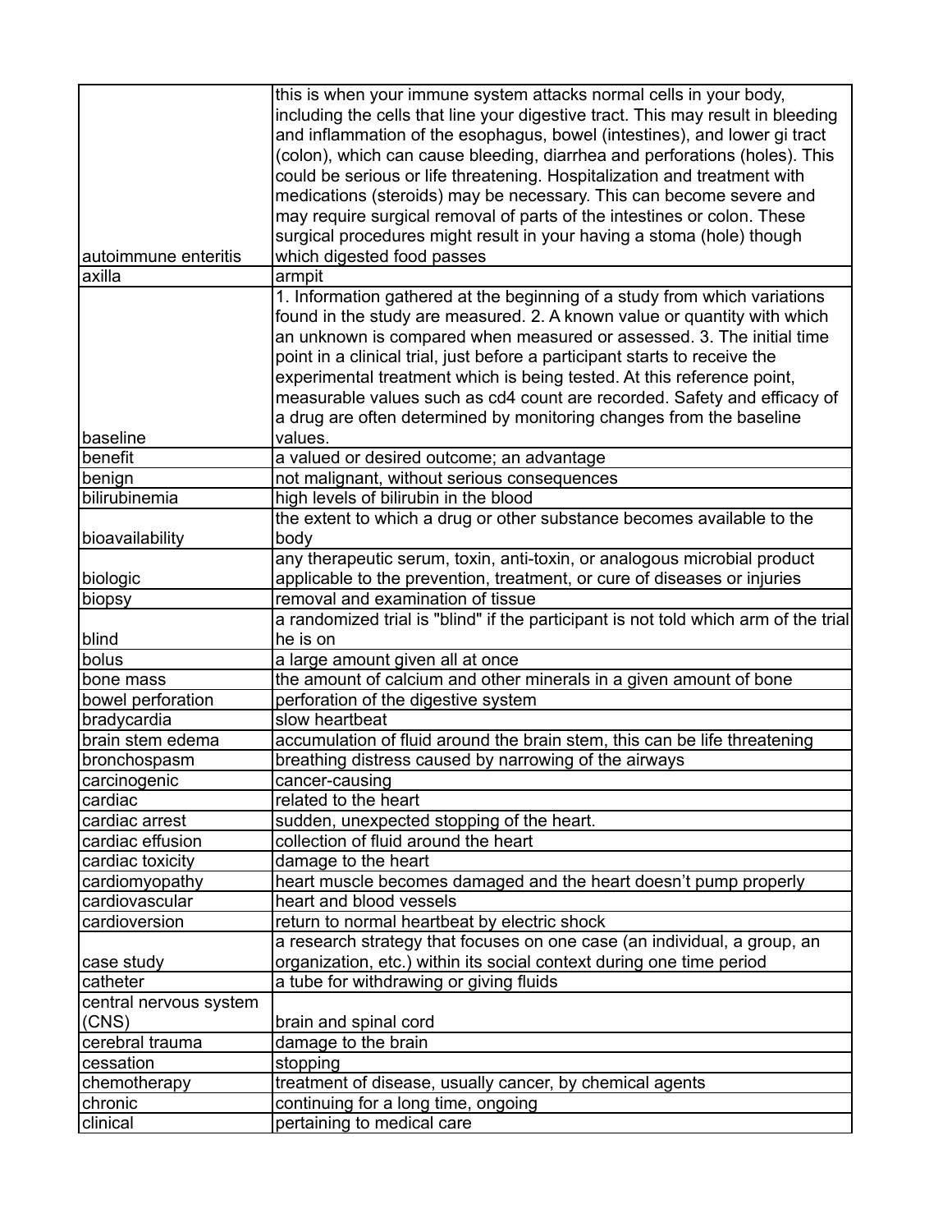| | |
|---|---|
| autoimmune enteritis | this is when your immune system attacks normal cells in your body, including the cells that line your digestive tract. This may result in bleeding and inflammation of the esophagus, bowel (intestines), and lower gi tract (colon), which can cause bleeding, diarrhea and perforations (holes). This could be serious or life threatening. Hospitalization and treatment with medications (steroids) may be necessary. This can become severe and may require surgical removal of parts of the intestines or colon. These surgical procedures might result in your having a stoma (hole) though which digested food passes |
| axilla | armpit |
| baseline | 1. Information gathered at the beginning of a study from which variations found in the study are measured. 2. A known value or quantity with which an unknown is compared when measured or assessed. 3. The initial time point in a clinical trial, just before a participant starts to receive the experimental treatment which is being tested. At this reference point, measurable values such as cd4 count are recorded. Safety and efficacy of a drug are often determined by monitoring changes from the baseline values. |
| benefit | a valued or desired outcome; an advantage |
| benign | not malignant, without serious consequences |
| bilirubinemia | high levels of bilirubin in the blood |
| bioavailability | the extent to which a drug or other substance becomes available to the body |
| biologic | any therapeutic serum, toxin, anti-toxin, or analogous microbial product applicable to the prevention, treatment, or cure of diseases or injuries |
| biopsy | removal and examination of tissue |
| blind | a randomized trial is "blind" if the participant is not told which arm of the trial he is on |
| bolus | a large amount given all at once |
| bone mass | the amount of calcium and other minerals in a given amount of bone |
| bowel perforation | perforation of the digestive system |
| bradycardia | slow heartbeat |
| brain stem edema | accumulation of fluid around the brain stem, this can be life threatening |
| bronchospasm | breathing distress caused by narrowing of the airways |
| carcinogenic | cancer-causing |
| cardiac | related to the heart |
| cardiac arrest | sudden, unexpected stopping of the heart. |
| cardiac effusion | collection of fluid around the heart |
| cardiac toxicity | damage to the heart |
| cardiomyopathy | heart muscle becomes damaged and the heart doesn’t pump properly |
| cardiovascular | heart and blood vessels |
| cardioversion | return to normal heartbeat by electric shock |
| case study | a research strategy that focuses on one case (an individual, a group, an organization, etc.) within its social context during one time period |
| catheter | a tube for withdrawing or giving fluids |
| central nervous system (CNS) | brain and spinal cord |
| cerebral trauma | damage to the brain |
| cessation | stopping |
| chemotherapy | treatment of disease, usually cancer, by chemical agents |
| chronic | continuing for a long time, ongoing |
| clinical | pertaining to medical care |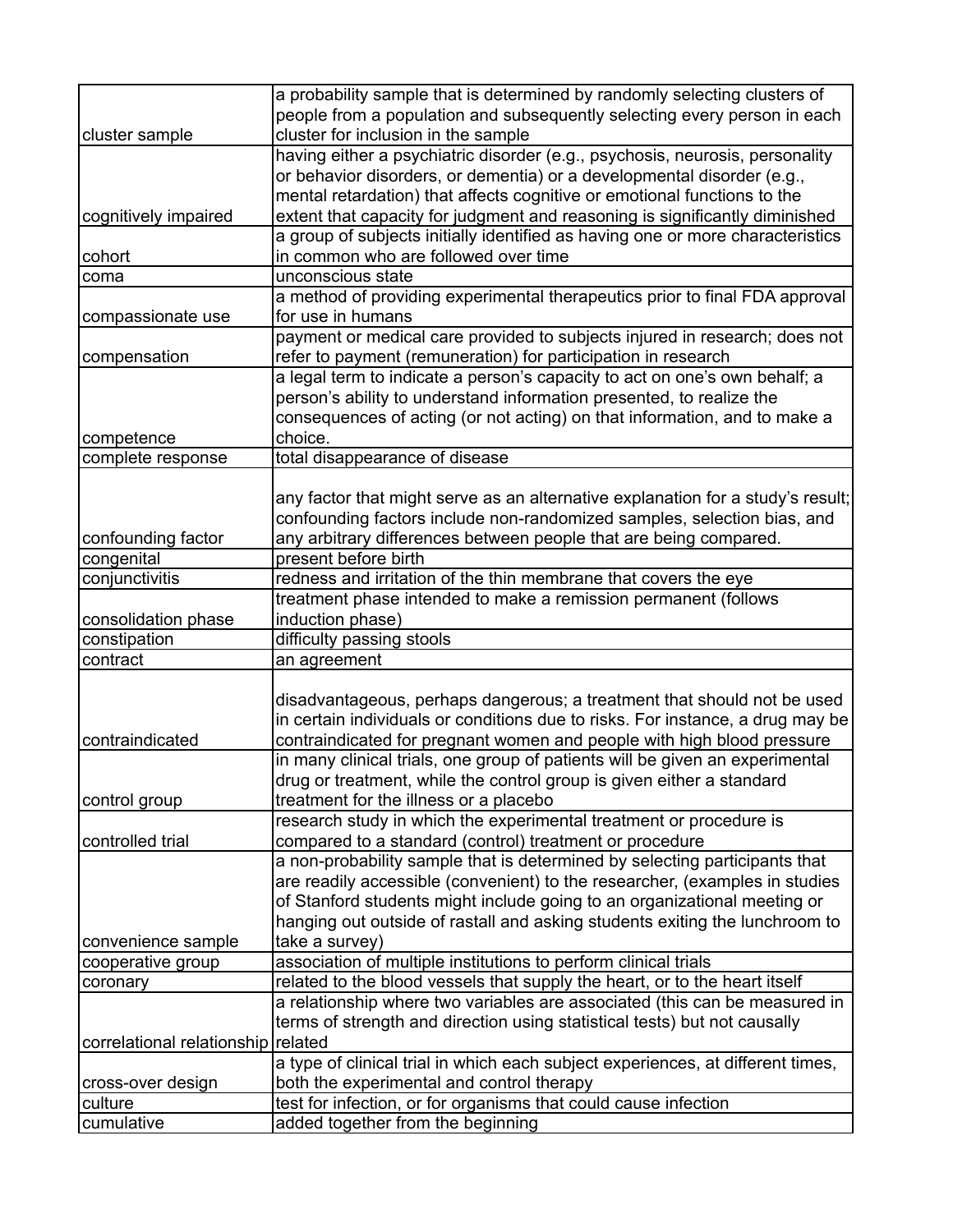| | |
|---|---|
| cluster sample | a probability sample that is determined by randomly selecting clusters of people from a population and subsequently selecting every person in each cluster for inclusion in the sample |
| cognitively impaired | having either a psychiatric disorder (e.g., psychosis, neurosis, personality or behavior disorders, or dementia) or a developmental disorder (e.g., mental retardation) that affects cognitive or emotional functions to the extent that capacity for judgment and reasoning is significantly diminished |
| cohort | a group of subjects initially identified as having one or more characteristics in common who are followed over time |
| coma | unconscious state |
| compassionate use | a method of providing experimental therapeutics prior to final FDA approval for use in humans |
| compensation | payment or medical care provided to subjects injured in research; does not refer to payment (remuneration) for participation in research |
| competence | a legal term to indicate a person's capacity to act on one's own behalf; a person's ability to understand information presented, to realize the consequences of acting (or not acting) on that information, and to make a choice. |
| complete response | total disappearance of disease |
| confounding factor | any factor that might serve as an alternative explanation for a study's result; confounding factors include non-randomized samples, selection bias, and any arbitrary differences between people that are being compared. |
| congenital | present before birth |
| conjunctivitis | redness and irritation of the thin membrane that covers the eye |
| consolidation phase | treatment phase intended to make a remission permanent (follows induction phase) |
| constipation | difficulty passing stools |
| contract | an agreement |
| contraindicated | disadvantageous, perhaps dangerous; a treatment that should not be used in certain individuals or conditions due to risks. For instance, a drug may be contraindicated for pregnant women and people with high blood pressure |
| control group | in many clinical trials, one group of patients will be given an experimental drug or treatment, while the control group is given either a standard treatment for the illness or a placebo |
| controlled trial | research study in which the experimental treatment or procedure is compared to a standard (control) treatment or procedure |
| convenience sample | a non-probability sample that is determined by selecting participants that are readily accessible (convenient) to the researcher, (examples in studies of Stanford students might include going to an organizational meeting or hanging out outside of rastall and asking students exiting the lunchroom to take a survey) |
| cooperative group | association of multiple institutions to perform clinical trials |
| coronary | related to the blood vessels that supply the heart, or to the heart itself |
| correlational relationship | a relationship where two variables are associated (this can be measured in terms of strength and direction using statistical tests) but not causally related |
| cross-over design | a type of clinical trial in which each subject experiences, at different times, both the experimental and control therapy |
| culture | test for infection, or for organisms that could cause infection |
| cumulative | added together from the beginning |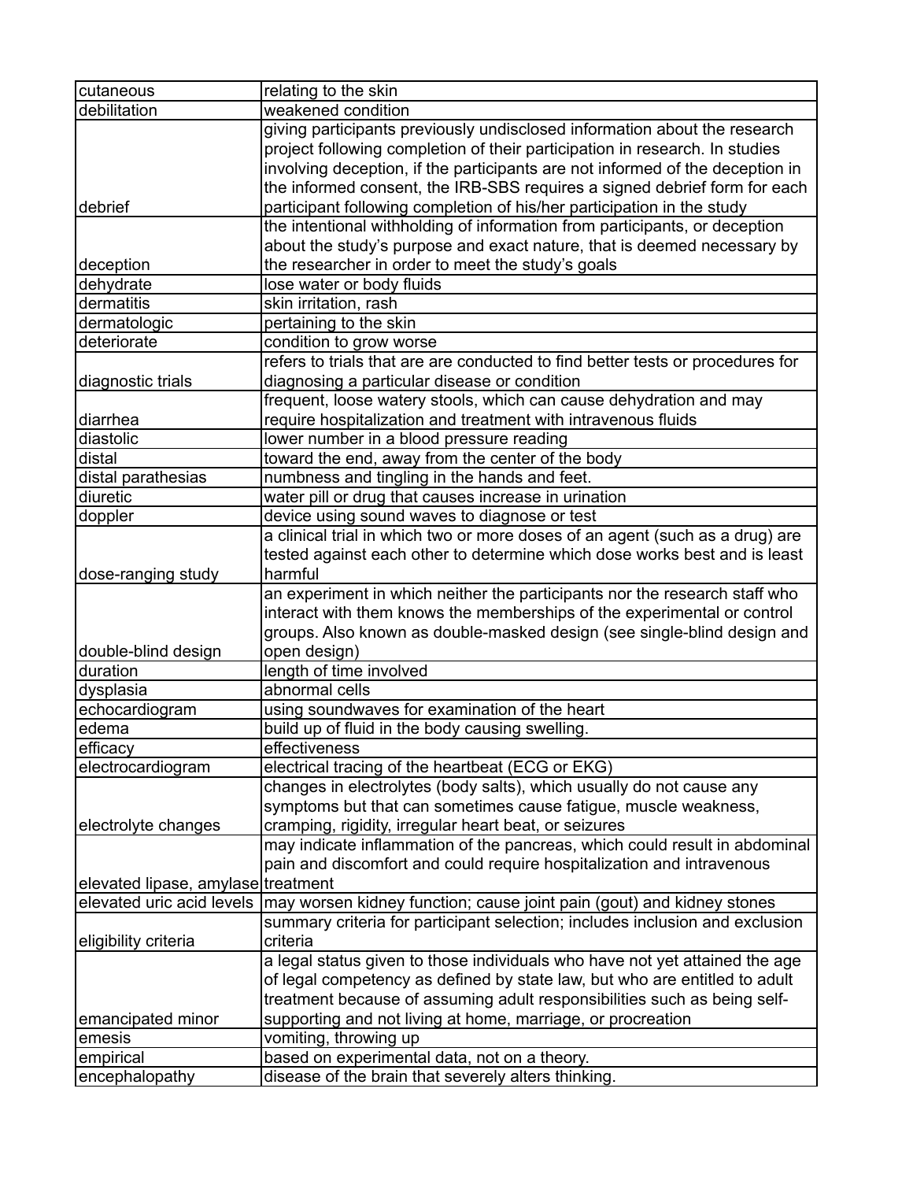| | |
|---|---|
| cutaneous | relating to the skin |
| debilitation | weakened condition |
| debrief | giving participants previously undisclosed information about the research project following completion of their participation in research. In studies involving deception, if the participants are not informed of the deception in the informed consent, the IRB-SBS requires a signed debrief form for each participant following completion of his/her participation in the study |
| deception | the intentional withholding of information from participants, or deception about the study's purpose and exact nature, that is deemed necessary by the researcher in order to meet the study's goals |
| dehydrate | lose water or body fluids |
| dermatitis | skin irritation, rash |
| dermatologic | pertaining to the skin |
| deteriorate | condition to grow worse |
| diagnostic trials | refers to trials that are are conducted to find better tests or procedures for diagnosing a particular disease or condition |
| diarrhea | frequent, loose watery stools, which can cause dehydration and may require hospitalization and treatment with intravenous fluids |
| diastolic | lower number in a blood pressure reading |
| distal | toward the end, away from the center of the body |
| distal parathesias | numbness and tingling in the hands and feet. |
| diuretic | water pill or drug that causes increase in urination |
| doppler | device using sound waves to diagnose or test |
| dose-ranging study | a clinical trial in which two or more doses of an agent (such as a drug) are tested against each other to determine which dose works best and is least harmful |
| double-blind design | an experiment in which neither the participants nor the research staff who interact with them knows the memberships of the experimental or control groups. Also known as double-masked design (see single-blind design and open design) |
| duration | length of time involved |
| dysplasia | abnormal cells |
| echocardiogram | using soundwaves for examination of the heart |
| edema | build up of fluid in the body causing swelling. |
| efficacy | effectiveness |
| electrocardiogram | electrical tracing of the heartbeat (ECG or EKG) |
| electrolyte changes | changes in electrolytes (body salts), which usually do not cause any symptoms but that can sometimes cause fatigue, muscle weakness, cramping, rigidity, irregular heart beat, or seizures |
| elevated lipase, amylase | may indicate inflammation of the pancreas, which could result in abdominal pain and discomfort and could require hospitalization and intravenous treatment |
| elevated uric acid levels | may worsen kidney function; cause joint pain (gout) and kidney stones |
| eligibility criteria | summary criteria for participant selection; includes inclusion and exclusion criteria |
| emancipated minor | a legal status given to those individuals who have not yet attained the age of legal competency as defined by state law, but who are entitled to adult treatment because of assuming adult responsibilities such as being self-supporting and not living at home, marriage, or procreation |
| emesis | vomiting, throwing up |
| empirical | based on experimental data, not on a theory. |
| encephalopathy | disease of the brain that severely alters thinking. |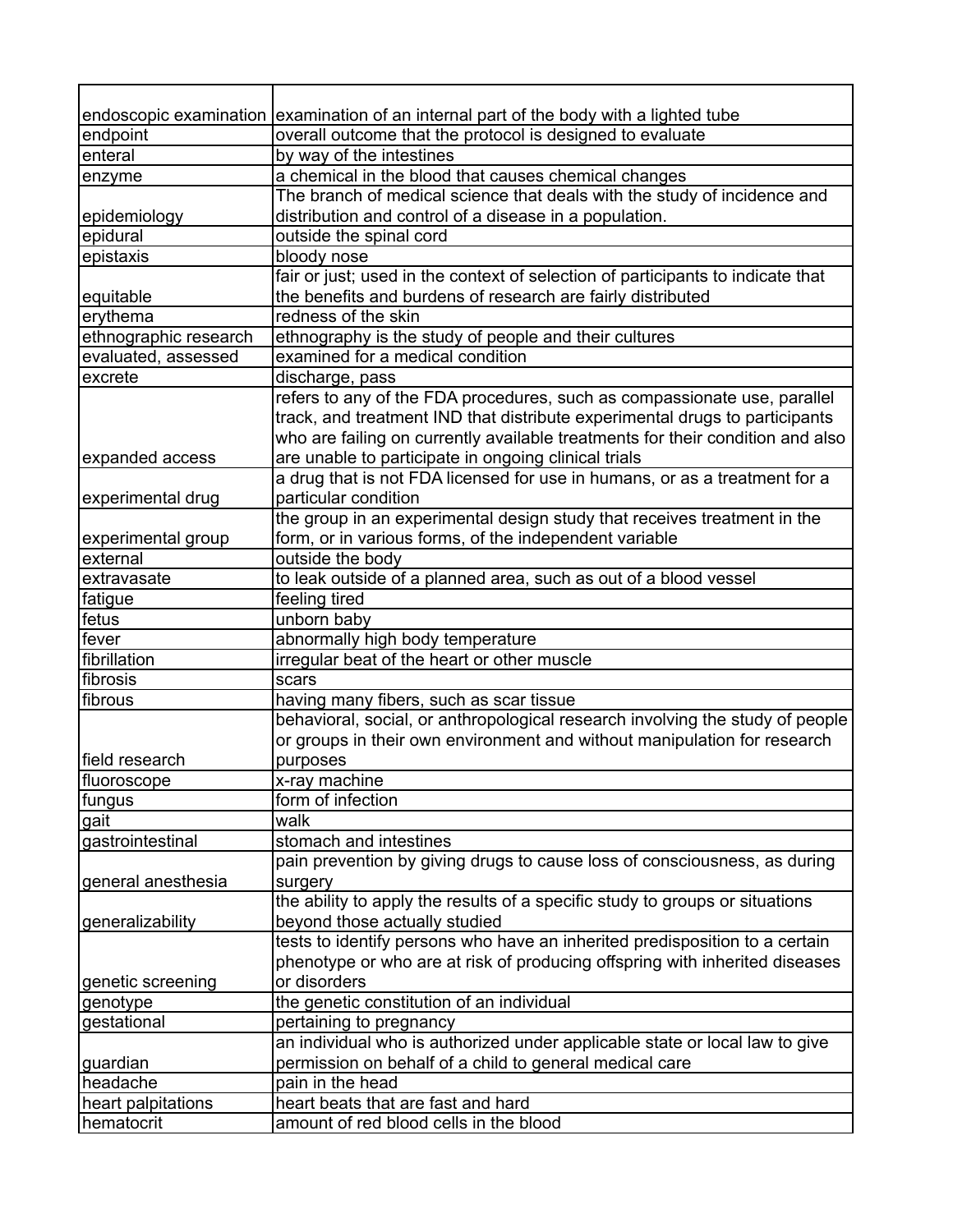| | |
|---|---|
| endoscopic examination | examination of an internal part of the body with a lighted tube |
| endpoint | overall outcome that the protocol is designed to evaluate |
| enteral | by way of the intestines |
| enzyme | a chemical in the blood that causes chemical changes |
| epidemiology | The branch of medical science that deals with the study of incidence and distribution and control of a disease in a population. |
| epidural | outside the spinal cord |
| epistaxis | bloody nose |
| equitable | fair or just; used in the context of selection of participants to indicate that the benefits and burdens of research are fairly distributed |
| erythema | redness of the skin |
| ethnographic research | ethnography is the study of people and their cultures |
| evaluated, assessed | examined for a medical condition |
| excrete | discharge, pass |
| expanded access | refers to any of the FDA procedures, such as compassionate use, parallel track, and treatment IND that distribute experimental drugs to participants who are failing on currently available treatments for their condition and also are unable to participate in ongoing clinical trials |
| experimental drug | a drug that is not FDA licensed for use in humans, or as a treatment for a particular condition |
| experimental group | the group in an experimental design study that receives treatment in the form, or in various forms, of the independent variable |
| external | outside the body |
| extravasate | to leak outside of a planned area, such as out of a blood vessel |
| fatigue | feeling tired |
| fetus | unborn baby |
| fever | abnormally high body temperature |
| fibrillation | irregular beat of the heart or other muscle |
| fibrosis | scars |
| fibrous | having many fibers, such as scar tissue |
| field research | behavioral, social, or anthropological research involving the study of people or groups in their own environment and without manipulation for research purposes |
| fluoroscope | x-ray machine |
| fungus | form of infection |
| gait | walk |
| gastrointestinal | stomach and intestines |
| general anesthesia | pain prevention by giving drugs to cause loss of consciousness, as during surgery |
| generalizability | the ability to apply the results of a specific study to groups or situations beyond those actually studied |
| genetic screening | tests to identify persons who have an inherited predisposition to a certain phenotype or who are at risk of producing offspring with inherited diseases or disorders |
| genotype | the genetic constitution of an individual |
| gestational | pertaining to pregnancy |
| guardian | an individual who is authorized under applicable state or local law to give permission on behalf of a child to general medical care |
| headache | pain in the head |
| heart palpitations | heart beats that are fast and hard |
| hematocrit | amount of red blood cells in the blood |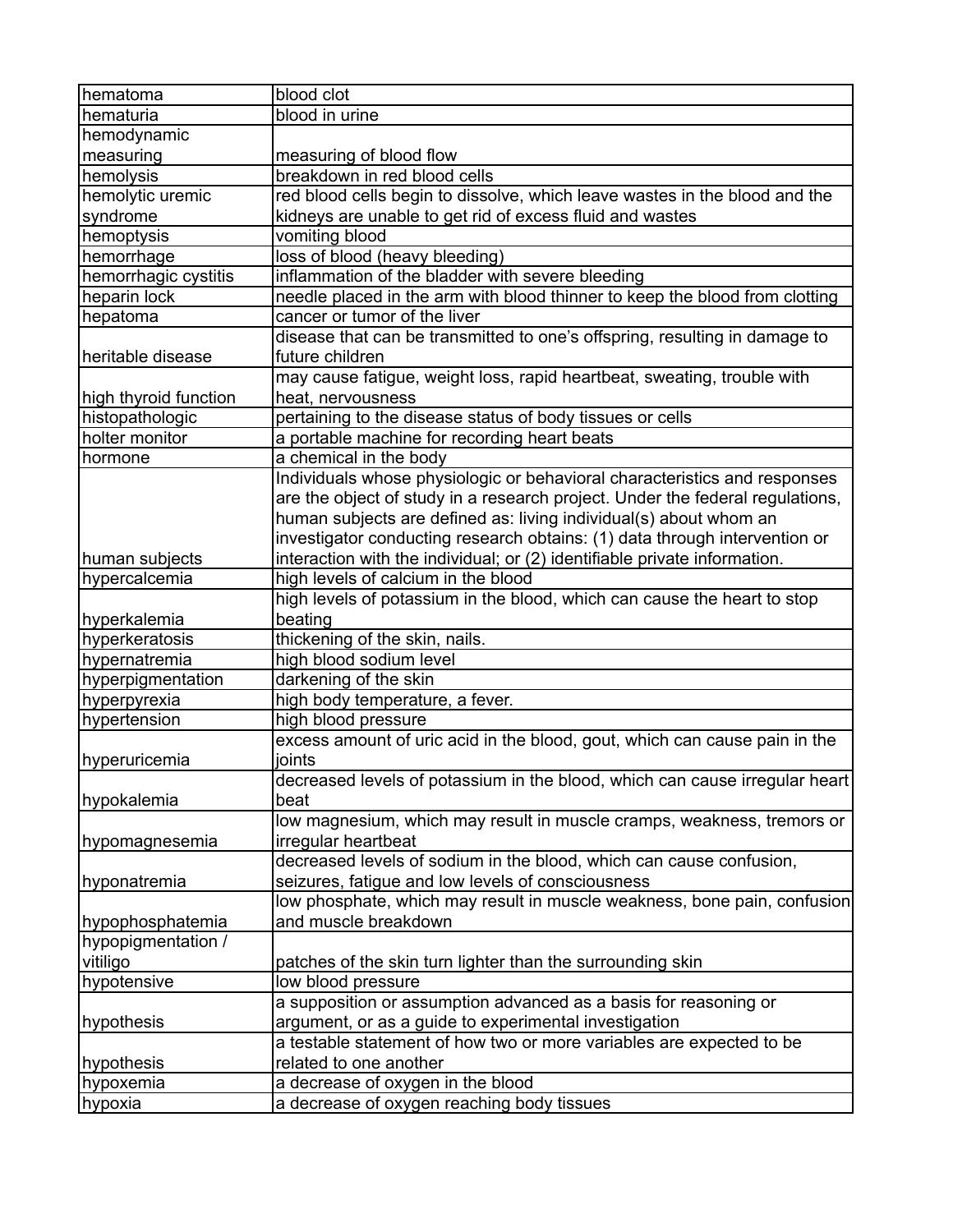| hematoma | blood clot |
|---|---|
| hematuria | blood in urine |
| hemodynamic measuring | measuring of blood flow |
| hemolysis | breakdown in red blood cells |
| hemolytic uremic syndrome | red blood cells begin to dissolve, which leave wastes in the blood and the kidneys are unable to get rid of excess fluid and wastes |
| hemoptysis | vomiting blood |
| hemorrhage | loss of blood (heavy bleeding) |
| hemorrhagic cystitis | inflammation of the bladder with severe bleeding |
| heparin lock | needle placed in the arm with blood thinner to keep the blood from clotting |
| hepatoma | cancer or tumor of the liver |
| heritable disease | disease that can be transmitted to one's offspring, resulting in damage to future children |
| high thyroid function | may cause fatigue, weight loss, rapid heartbeat, sweating, trouble with heat, nervousness |
| histopathologic | pertaining to the disease status of body tissues or cells |
| holter monitor | a portable machine for recording heart beats |
| hormone | a chemical in the body |
| human subjects | Individuals whose physiologic or behavioral characteristics and responses are the object of study in a research project. Under the federal regulations, human subjects are defined as: living individual(s) about whom an investigator conducting research obtains: (1) data through intervention or interaction with the individual; or (2) identifiable private information. |
| hypercalcemia | high levels of calcium in the blood |
| hyperkalemia | high levels of potassium in the blood, which can cause the heart to stop beating |
| hyperkeratosis | thickening of the skin, nails. |
| hypernatremia | high blood sodium level |
| hyperpigmentation | darkening of the skin |
| hyperpyrexia | high body temperature, a fever. |
| hypertension | high blood pressure |
| hyperuricemia | excess amount of uric acid in the blood, gout, which can cause pain in the joints |
| hypokalemia | decreased levels of potassium in the blood, which can cause irregular heart beat |
| hypomagnesemia | low magnesium, which may result in muscle cramps, weakness, tremors or irregular heartbeat |
| hyponatremia | decreased levels of sodium in the blood, which can cause confusion, seizures, fatigue and low levels of consciousness |
| hypophosphatemia | low phosphate, which may result in muscle weakness, bone pain, confusion and muscle breakdown |
| hypopigmentation / vitiligo | patches of the skin turn lighter than the surrounding skin |
| hypotensive | low blood pressure |
| hypothesis | a supposition or assumption advanced as a basis for reasoning or argument, or as a guide to experimental investigation |
| hypothesis | a testable statement of how two or more variables are expected to be related to one another |
| hypoxemia | a decrease of oxygen in the blood |
| hypoxia | a decrease of oxygen reaching body tissues |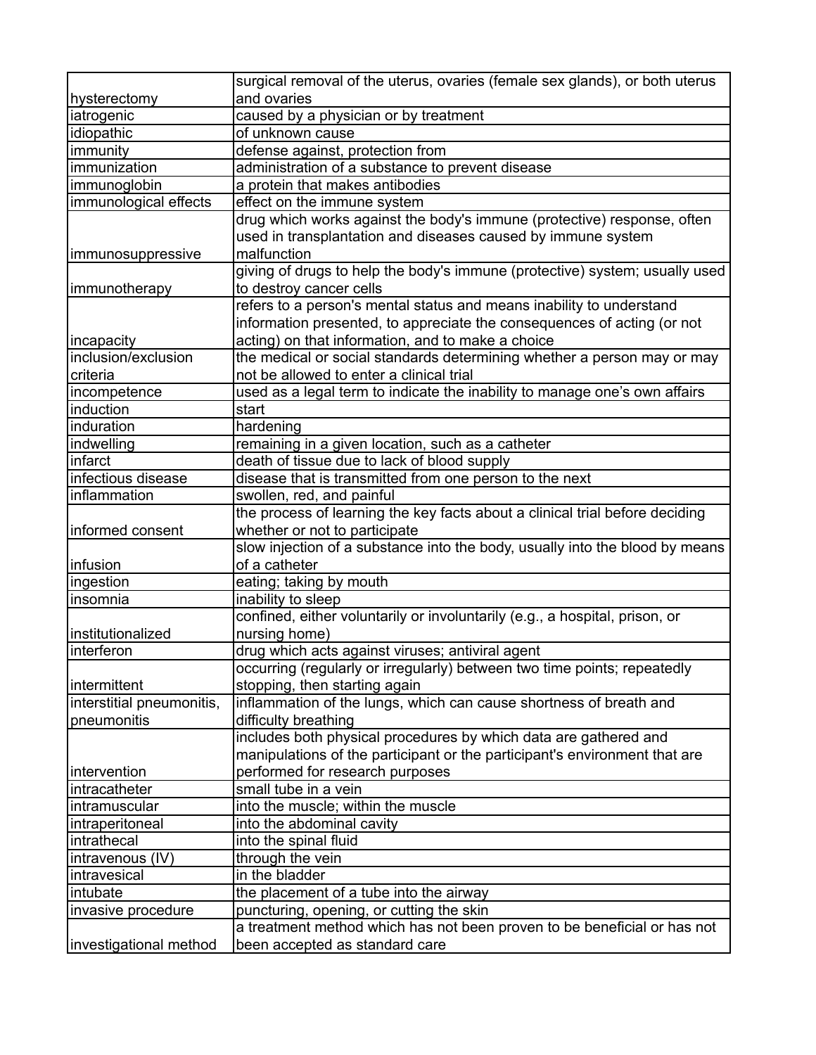| | |
|---|---|
| hysterectomy | surgical removal of the uterus, ovaries (female sex glands), or both uterus and ovaries |
| iatrogenic | caused by a physician or by treatment |
| idiopathic | of unknown cause |
| immunity | defense against, protection from |
| immunization | administration of a substance to prevent disease |
| immunoglobin | a protein that makes antibodies |
| immunological effects | effect on the immune system |
| immunosuppressive | drug which works against the body's immune (protective) response, often used in transplantation and diseases caused by immune system malfunction |
| immunotherapy | giving of drugs to help the body's immune (protective) system; usually used to destroy cancer cells |
| incapacity | refers to a person's mental status and means inability to understand information presented, to appreciate the consequences of acting (or not acting) on that information, and to make a choice |
| inclusion/exclusion criteria | the medical or social standards determining whether a person may or may not be allowed to enter a clinical trial |
| incompetence | used as a legal term to indicate the inability to manage one's own affairs |
| induction | start |
| induration | hardening |
| indwelling | remaining in a given location, such as a catheter |
| infarct | death of tissue due to lack of blood supply |
| infectious disease | disease that is transmitted from one person to the next |
| inflammation | swollen, red, and painful |
| informed consent | the process of learning the key facts about a clinical trial before deciding whether or not to participate |
| infusion | slow injection of a substance into the body, usually into the blood by means of a catheter |
| ingestion | eating; taking by mouth |
| insomnia | inability to sleep |
| institutionalized | confined, either voluntarily or involuntarily (e.g., a hospital, prison, or nursing home) |
| interferon | drug which acts against viruses; antiviral agent |
| intermittent | occurring (regularly or irregularly) between two time points; repeatedly stopping, then starting again |
| interstitial pneumonitis, pneumonitis | inflammation of the lungs, which can cause shortness of breath and difficulty breathing |
| intervention | includes both physical procedures by which data are gathered and manipulations of the participant or the participant's environment that are performed for research purposes |
| intracatheter | small tube in a vein |
| intramuscular | into the muscle; within the muscle |
| intraperitoneal | into the abdominal cavity |
| intrathecal | into the spinal fluid |
| intravenous (IV) | through the vein |
| intravesical | in the bladder |
| intubate | the placement of a tube into the airway |
| invasive procedure | puncturing, opening, or cutting the skin |
| investigational method | a treatment method which has not been proven to be beneficial or has not been accepted as standard care |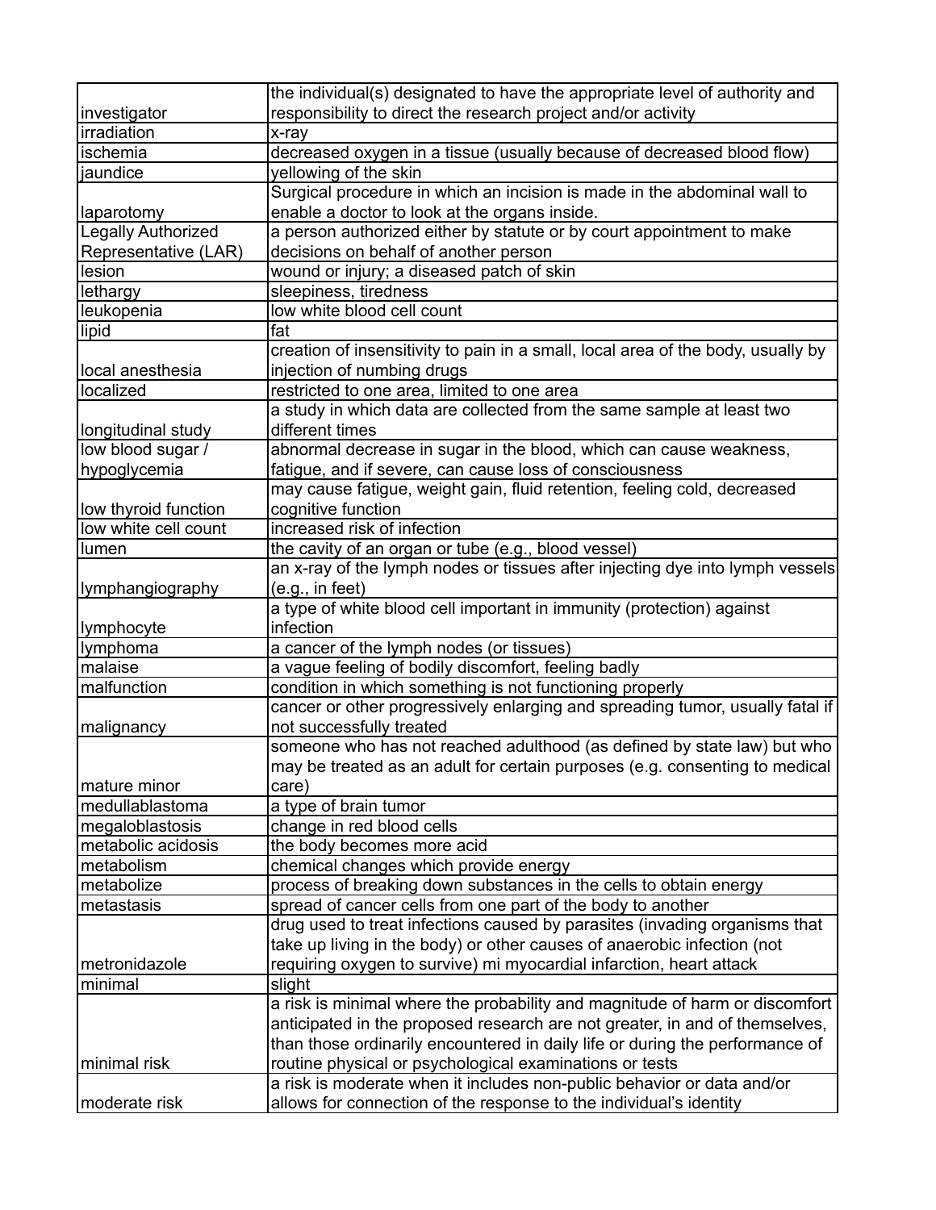| | |
|---|---|
| investigator | the individual(s) designated to have the appropriate level of authority and responsibility to direct the research project and/or activity |
| irradiation | x-ray |
| ischemia | decreased oxygen in a tissue (usually because of decreased blood flow) |
| jaundice | yellowing of the skin |
| laparotomy | Surgical procedure in which an incision is made in the abdominal wall to enable a doctor to look at the organs inside. |
| Legally Authorized Representative (LAR) | a person authorized either by statute or by court appointment to make decisions on behalf of another person |
| lesion | wound or injury; a diseased patch of skin |
| lethargy | sleepiness, tiredness |
| leukopenia | low white blood cell count |
| lipid | fat |
| local anesthesia | creation of insensitivity to pain in a small, local area of the body, usually by injection of numbing drugs |
| localized | restricted to one area, limited to one area |
| longitudinal study | a study in which data are collected from the same sample at least two different times |
| low blood sugar / hypoglycemia | abnormal decrease in sugar in the blood, which can cause weakness, fatigue, and if severe, can cause loss of consciousness |
| low thyroid function | may cause fatigue, weight gain, fluid retention, feeling cold, decreased cognitive function |
| low white cell count | increased risk of infection |
| lumen | the cavity of an organ or tube (e.g., blood vessel) |
| lymphangiography | an x-ray of the lymph nodes or tissues after injecting dye into lymph vessels (e.g., in feet) |
| lymphocyte | a type of white blood cell important in immunity (protection) against infection |
| lymphoma | a cancer of the lymph nodes (or tissues) |
| malaise | a vague feeling of bodily discomfort, feeling badly |
| malfunction | condition in which something is not functioning properly |
| malignancy | cancer or other progressively enlarging and spreading tumor, usually fatal if not successfully treated |
| mature minor | someone who has not reached adulthood (as defined by state law) but who may be treated as an adult for certain purposes (e.g. consenting to medical care) |
| medullablastoma | a type of brain tumor |
| megaloblastosis | change in red blood cells |
| metabolic acidosis | the body becomes more acid |
| metabolism | chemical changes which provide energy |
| metabolize | process of breaking down substances in the cells to obtain energy |
| metastasis | spread of cancer cells from one part of the body to another |
| metronidazole | drug used to treat infections caused by parasites (invading organisms that take up living in the body) or other causes of anaerobic infection (not requiring oxygen to survive) mi myocardial infarction, heart attack |
| minimal | slight |
| minimal risk | a risk is minimal where the probability and magnitude of harm or discomfort anticipated in the proposed research are not greater, in and of themselves, than those ordinarily encountered in daily life or during the performance of routine physical or psychological examinations or tests |
| moderate risk | a risk is moderate when it includes non-public behavior or data and/or allows for connection of the response to the individual's identity |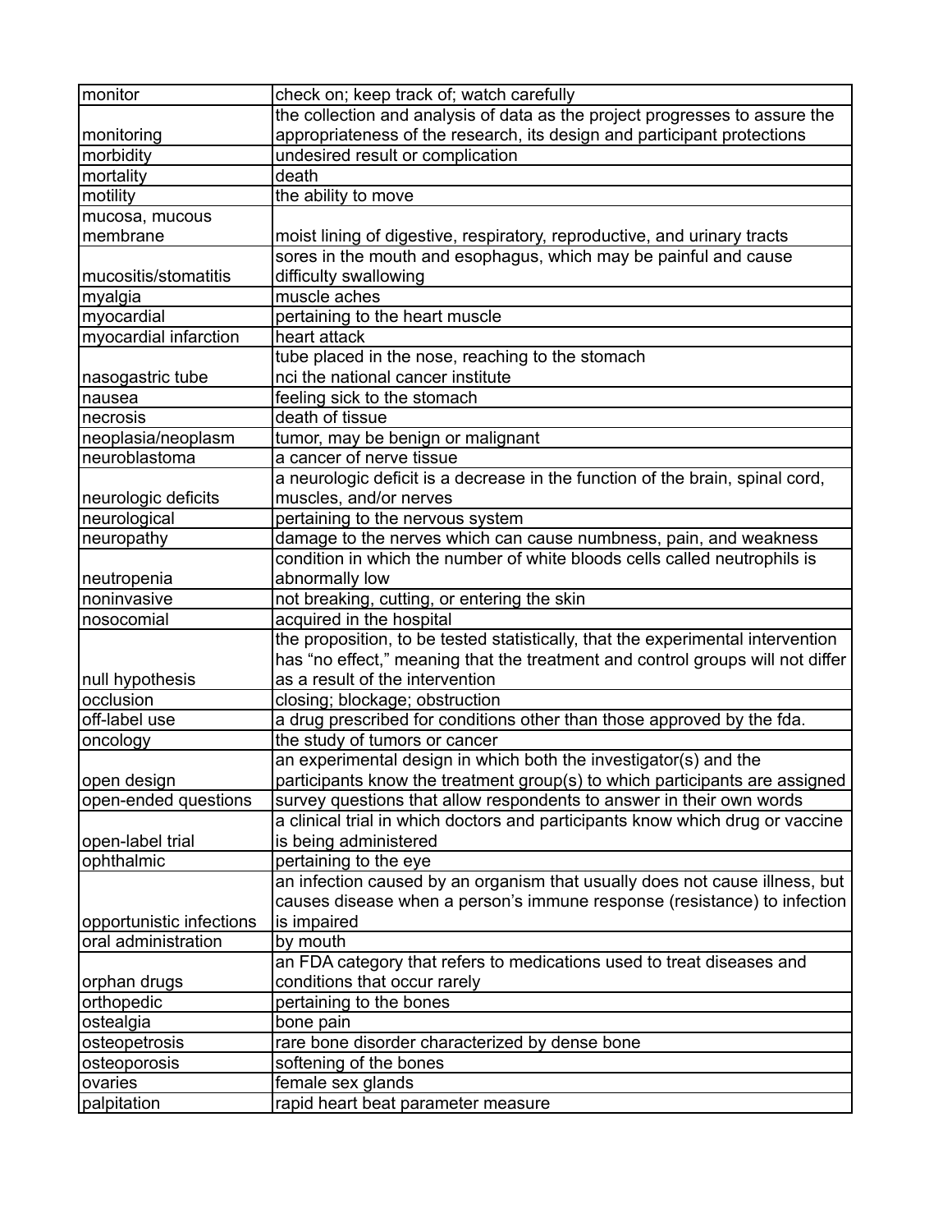| | |
|---|---|
| monitor | check on; keep track of; watch carefully |
| monitoring | the collection and analysis of data as the project progresses to assure the appropriateness of the research, its design and participant protections |
| morbidity | undesired result or complication |
| mortality | death |
| motility | the ability to move |
| mucosa, mucous membrane | moist lining of digestive, respiratory, reproductive, and urinary tracts |
| mucositis/stomatitis | sores in the mouth and esophagus, which may be painful and cause difficulty swallowing |
| myalgia | muscle aches |
| myocardial | pertaining to the heart muscle |
| myocardial infarction | heart attack |
| nasogastric tube | tube placed in the nose, reaching to the stomach nci the national cancer institute |
| nausea | feeling sick to the stomach |
| necrosis | death of tissue |
| neoplasia/neoplasm | tumor, may be benign or malignant |
| neuroblastoma | a cancer of nerve tissue |
| neurologic deficits | a neurologic deficit is a decrease in the function of the brain, spinal cord, muscles, and/or nerves |
| neurological | pertaining to the nervous system |
| neuropathy | damage to the nerves which can cause numbness, pain, and weakness |
| neutropenia | condition in which the number of white bloods cells called neutrophils is abnormally low |
| noninvasive | not breaking, cutting, or entering the skin |
| nosocomial | acquired in the hospital |
| null hypothesis | the proposition, to be tested statistically, that the experimental intervention has "no effect," meaning that the treatment and control groups will not differ as a result of the intervention |
| occlusion | closing; blockage; obstruction |
| off-label use | a drug prescribed for conditions other than those approved by the fda. |
| oncology | the study of tumors or cancer |
| open design | an experimental design in which both the investigator(s) and the participants know the treatment group(s) to which participants are assigned |
| open-ended questions | survey questions that allow respondents to answer in their own words |
| open-label trial | a clinical trial in which doctors and participants know which drug or vaccine is being administered |
| ophthalmic | pertaining to the eye |
| opportunistic infections | an infection caused by an organism that usually does not cause illness, but causes disease when a person's immune response (resistance) to infection is impaired |
| oral administration | by mouth |
| orphan drugs | an FDA category that refers to medications used to treat diseases and conditions that occur rarely |
| orthopedic | pertaining to the bones |
| ostealgia | bone pain |
| osteopetrosis | rare bone disorder characterized by dense bone |
| osteoporosis | softening of the bones |
| ovaries | female sex glands |
| palpitation | rapid heart beat parameter measure |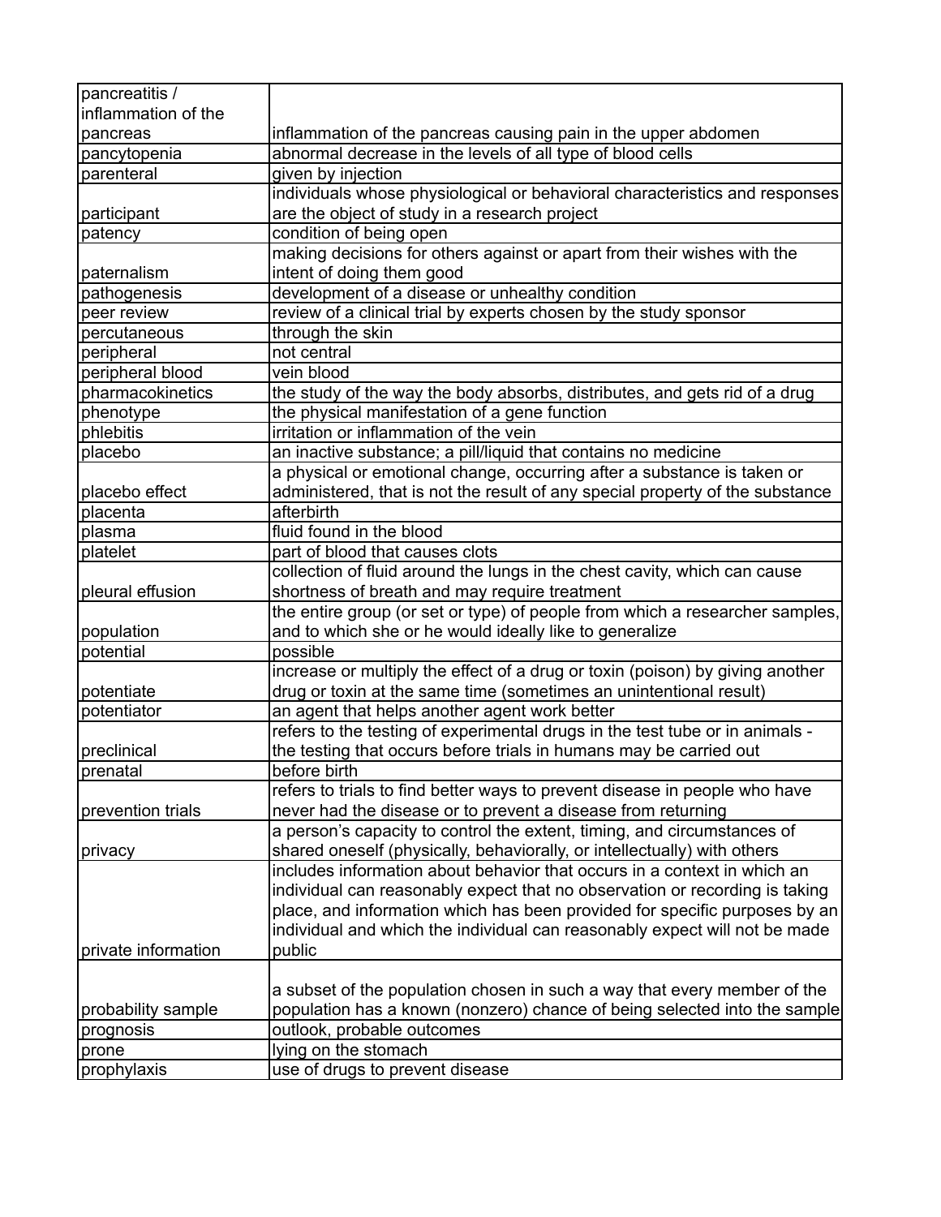| | |
|---|---|
| pancreatitis / inflammation of the pancreas | inflammation of the pancreas causing pain in the upper abdomen |
| pancytopenia | abnormal decrease in the levels of all type of blood cells |
| parenteral | given by injection |
| participant | individuals whose physiological or behavioral characteristics and responses are the object of study in a research project |
| patency | condition of being open |
| paternalism | making decisions for others against or apart from their wishes with the intent of doing them good |
| pathogenesis | development of a disease or unhealthy condition |
| peer review | review of a clinical trial by experts chosen by the study sponsor |
| percutaneous | through the skin |
| peripheral | not central |
| peripheral blood | vein blood |
| pharmacokinetics | the study of the way the body absorbs, distributes, and gets rid of a drug |
| phenotype | the physical manifestation of a gene function |
| phlebitis | irritation or inflammation of the vein |
| placebo | an inactive substance; a pill/liquid that contains no medicine |
| placebo effect | a physical or emotional change, occurring after a substance is taken or administered, that is not the result of any special property of the substance |
| placenta | afterbirth |
| plasma | fluid found in the blood |
| platelet | part of blood that causes clots |
| pleural effusion | collection of fluid around the lungs in the chest cavity, which can cause shortness of breath and may require treatment |
| population | the entire group (or set or type) of people from which a researcher samples, and to which she or he would ideally like to generalize |
| potential | possible |
| potentiate | increase or multiply the effect of a drug or toxin (poison) by giving another drug or toxin at the same time (sometimes an unintentional result) |
| potentiator | an agent that helps another agent work better |
| preclinical | refers to the testing of experimental drugs in the test tube or in animals - the testing that occurs before trials in humans may be carried out |
| prenatal | before birth |
| prevention trials | refers to trials to find better ways to prevent disease in people who have never had the disease or to prevent a disease from returning |
| privacy | a person's capacity to control the extent, timing, and circumstances of shared oneself (physically, behaviorally, or intellectually) with others |
| private information | includes information about behavior that occurs in a context in which an individual can reasonably expect that no observation or recording is taking place, and information which has been provided for specific purposes by an individual and which the individual can reasonably expect will not be made public |
| probability sample | a subset of the population chosen in such a way that every member of the population has a known (nonzero) chance of being selected into the sample |
| prognosis | outlook, probable outcomes |
| prone | lying on the stomach |
| prophylaxis | use of drugs to prevent disease |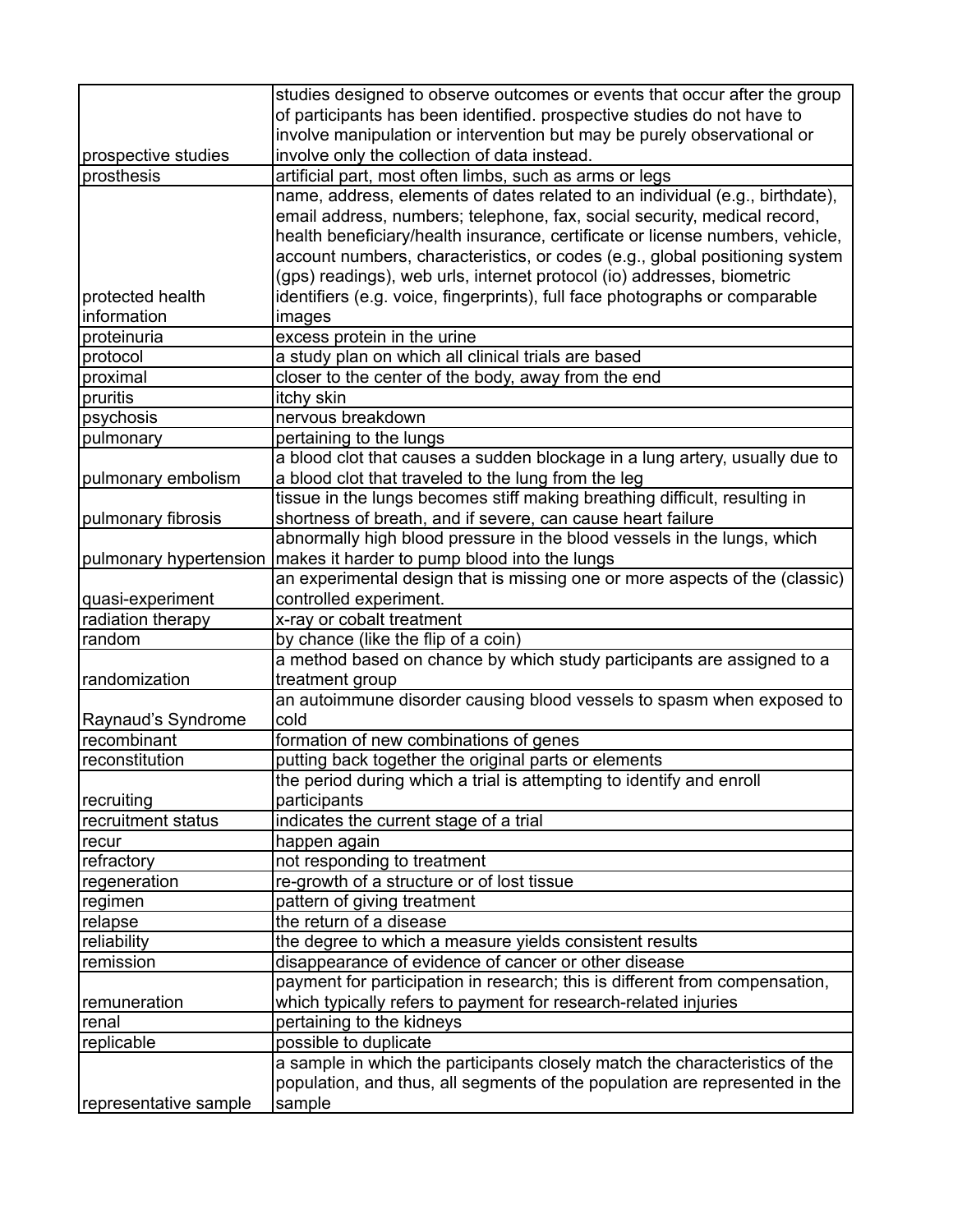| | |
|---|---|
| prospective studies | studies designed to observe outcomes or events that occur after the group of participants has been identified. prospective studies do not have to involve manipulation or intervention but may be purely observational or involve only the collection of data instead. |
| prosthesis | artificial part, most often limbs, such as arms or legs |
| protected health information | name, address, elements of dates related to an individual (e.g., birthdate), email address, numbers; telephone, fax, social security, medical record, health beneficiary/health insurance, certificate or license numbers, vehicle, account numbers, characteristics, or codes (e.g., global positioning system (gps) readings), web urls, internet protocol (io) addresses, biometric identifiers (e.g. voice, fingerprints), full face photographs or comparable images |
| proteinuria | excess protein in the urine |
| protocol | a study plan on which all clinical trials are based |
| proximal | closer to the center of the body, away from the end |
| pruritis | itchy skin |
| psychosis | nervous breakdown |
| pulmonary | pertaining to the lungs |
| pulmonary embolism | a blood clot that causes a sudden blockage in a lung artery, usually due to a blood clot that traveled to the lung from the leg |
| pulmonary fibrosis | tissue in the lungs becomes stiff making breathing difficult, resulting in shortness of breath, and if severe, can cause heart failure |
| pulmonary hypertension | abnormally high blood pressure in the blood vessels in the lungs, which makes it harder to pump blood into the lungs |
| quasi-experiment | an experimental design that is missing one or more aspects of the (classic) controlled experiment. |
| radiation therapy | x-ray or cobalt treatment |
| random | by chance (like the flip of a coin) |
| randomization | a method based on chance by which study participants are assigned to a treatment group |
| Raynaud's Syndrome | an autoimmune disorder causing blood vessels to spasm when exposed to cold |
| recombinant | formation of new combinations of genes |
| reconstitution | putting back together the original parts or elements |
| recruiting | the period during which a trial is attempting to identify and enroll participants |
| recruitment status | indicates the current stage of a trial |
| recur | happen again |
| refractory | not responding to treatment |
| regeneration | re-growth of a structure or of lost tissue |
| regimen | pattern of giving treatment |
| relapse | the return of a disease |
| reliability | the degree to which a measure yields consistent results |
| remission | disappearance of evidence of cancer or other disease |
| remuneration | payment for participation in research; this is different from compensation, which typically refers to payment for research-related injuries |
| renal | pertaining to the kidneys |
| replicable | possible to duplicate |
| representative sample | a sample in which the participants closely match the characteristics of the population, and thus, all segments of the population are represented in the sample |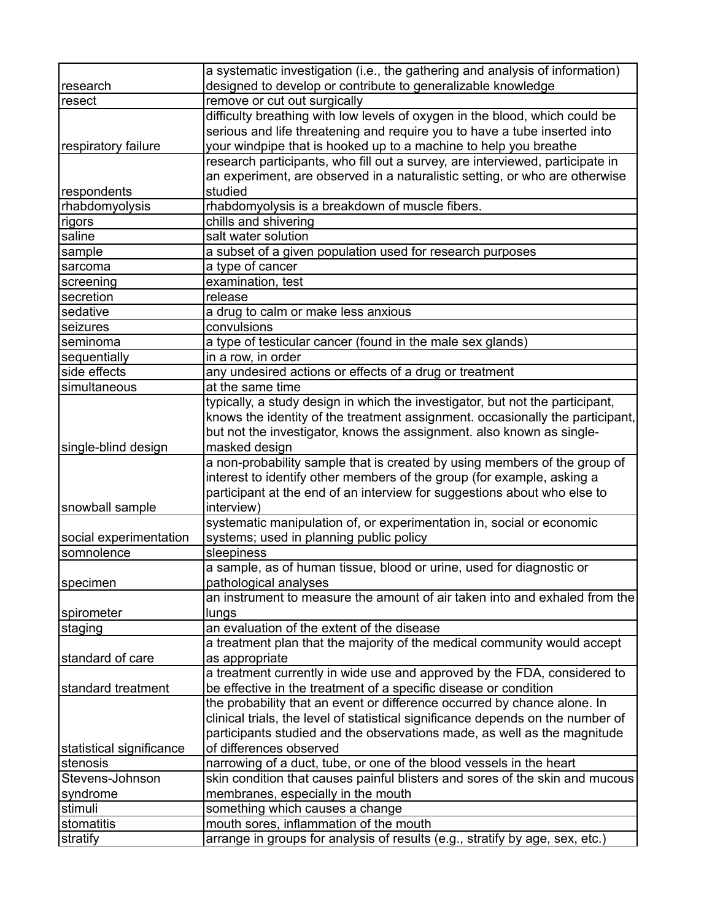| | |
|---|---|
| research | a systematic investigation (i.e., the gathering and analysis of information) designed to develop or contribute to generalizable knowledge |
| resect | remove or cut out surgically |
| respiratory failure | difficulty breathing with low levels of oxygen in the blood, which could be serious and life threatening and require you to have a tube inserted into your windpipe that is hooked up to a machine to help you breathe |
| respondents | research participants, who fill out a survey, are interviewed, participate in an experiment, are observed in a naturalistic setting, or who are otherwise studied |
| rhabdomyolysis | rhabdomyolysis is a breakdown of muscle fibers. |
| rigors | chills and shivering |
| saline | salt water solution |
| sample | a subset of a given population used for research purposes |
| sarcoma | a type of cancer |
| screening | examination, test |
| secretion | release |
| sedative | a drug to calm or make less anxious |
| seizures | convulsions |
| seminoma | a type of testicular cancer (found in the male sex glands) |
| sequentially | in a row, in order |
| side effects | any undesired actions or effects of a drug or treatment |
| simultaneous | at the same time |
| single-blind design | typically, a study design in which the investigator, but not the participant, knows the identity of the treatment assignment. occasionally the participant, but not the investigator, knows the assignment. also known as single-masked design |
| snowball sample | a non-probability sample that is created by using members of the group of interest to identify other members of the group (for example, asking a participant at the end of an interview for suggestions about who else to interview) |
| social experimentation | systematic manipulation of, or experimentation in, social or economic systems; used in planning public policy |
| somnolence | sleepiness |
| specimen | a sample, as of human tissue, blood or urine, used for diagnostic or pathological analyses |
| spirometer | an instrument to measure the amount of air taken into and exhaled from the lungs |
| staging | an evaluation of the extent of the disease |
| standard of care | a treatment plan that the majority of the medical community would accept as appropriate |
| standard treatment | a treatment currently in wide use and approved by the FDA, considered to be effective in the treatment of a specific disease or condition |
| statistical significance | the probability that an event or difference occurred by chance alone. In clinical trials, the level of statistical significance depends on the number of participants studied and the observations made, as well as the magnitude of differences observed |
| stenosis | narrowing of a duct, tube, or one of the blood vessels in the heart |
| Stevens-Johnson syndrome | skin condition that causes painful blisters and sores of the skin and mucous membranes, especially in the mouth |
| stimuli | something which causes a change |
| stomatitis | mouth sores, inflammation of the mouth |
| stratify | arrange in groups for analysis of results (e.g., stratify by age, sex, etc.) |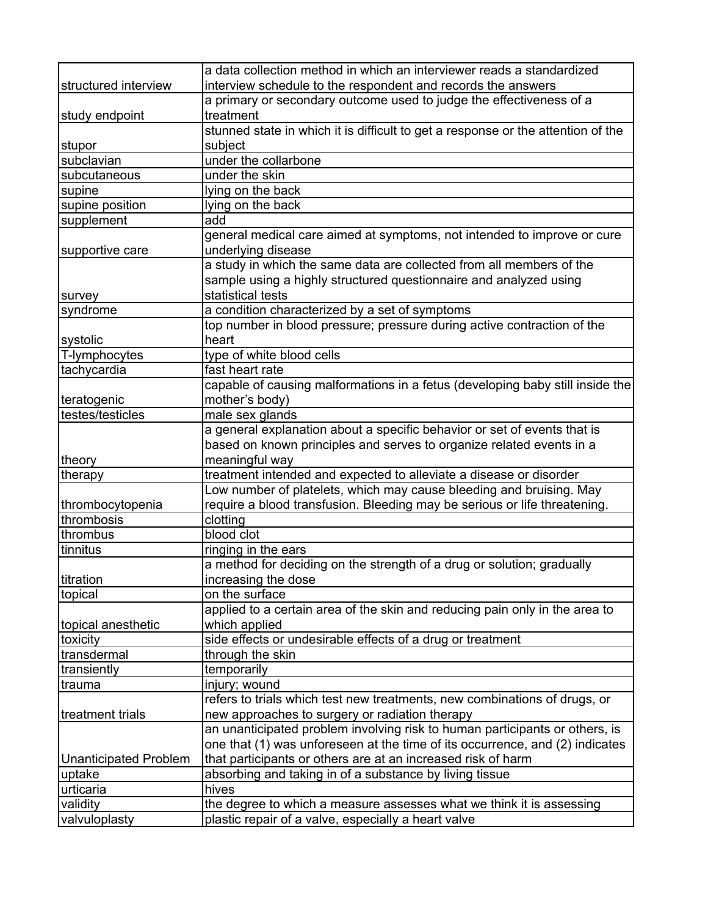| | |
|---|---|
| structured interview | a data collection method in which an interviewer reads a standardized interview schedule to the respondent and records the answers |
| study endpoint | a primary or secondary outcome used to judge the effectiveness of a treatment |
| stupor | stunned state in which it is difficult to get a response or the attention of the subject |
| subclavian | under the collarbone |
| subcutaneous | under the skin |
| supine | lying on the back |
| supine position | lying on the back |
| supplement | add |
| supportive care | general medical care aimed at symptoms, not intended to improve or cure underlying disease |
| survey | a study in which the same data are collected from all members of the sample using a highly structured questionnaire and analyzed using statistical tests |
| syndrome | a condition characterized by a set of symptoms |
| systolic | top number in blood pressure; pressure during active contraction of the heart |
| T-lymphocytes | type of white blood cells |
| tachycardia | fast heart rate |
| teratogenic | capable of causing malformations in a fetus (developing baby still inside the mother's body) |
| testes/testicles | male sex glands |
| theory | a general explanation about a specific behavior or set of events that is based on known principles and serves to organize related events in a meaningful way |
| therapy | treatment intended and expected to alleviate a disease or disorder |
| thrombocytopenia | Low number of platelets, which may cause bleeding and bruising. May require a blood transfusion. Bleeding may be serious or life threatening. |
| thrombosis | clotting |
| thrombus | blood clot |
| tinnitus | ringing in the ears |
| titration | a method for deciding on the strength of a drug or solution; gradually increasing the dose |
| topical | on the surface |
| topical anesthetic | applied to a certain area of the skin and reducing pain only in the area to which applied |
| toxicity | side effects or undesirable effects of a drug or treatment |
| transdermal | through the skin |
| transiently | temporarily |
| trauma | injury; wound |
| treatment trials | refers to trials which test new treatments, new combinations of drugs, or new approaches to surgery or radiation therapy |
| Unanticipated Problem | an unanticipated problem involving risk to human participants or others, is one that (1) was unforeseen at the time of its occurrence, and (2) indicates that participants or others are at an increased risk of harm |
| uptake | absorbing and taking in of a substance by living tissue |
| urticaria | hives |
| validity | the degree to which a measure assesses what we think it is assessing |
| valvuloplasty | plastic repair of a valve, especially a heart valve |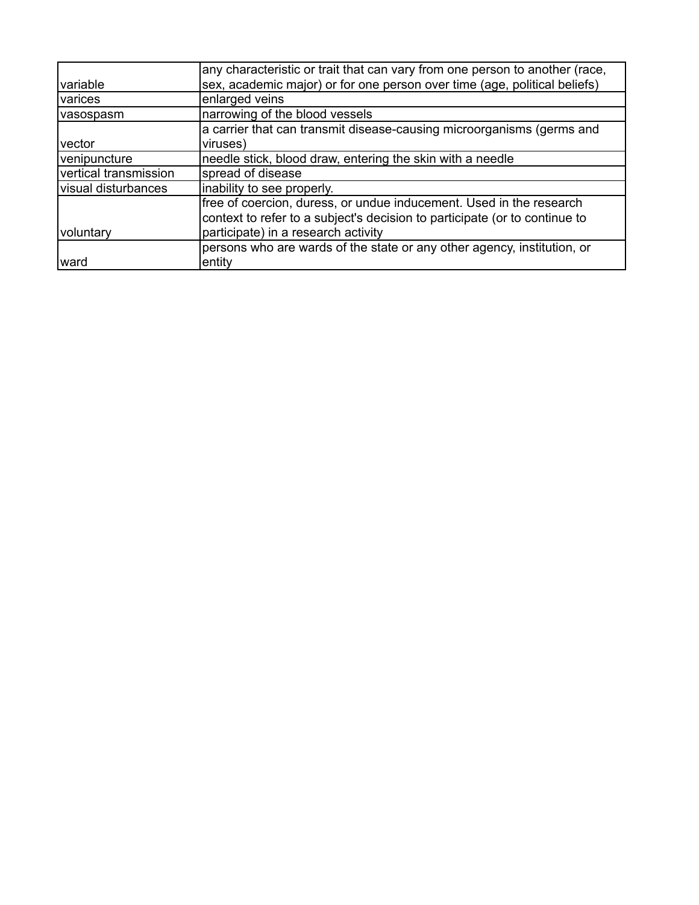| | |
|---|---|
| variable | any characteristic or trait that can vary from one person to another (race, sex, academic major) or for one person over time (age, political beliefs) |
| varices | enlarged veins |
| vasospasm | narrowing of the blood vessels |
| vector | a carrier that can transmit disease-causing microorganisms (germs and viruses) |
| venipuncture | needle stick, blood draw, entering the skin with a needle |
| vertical transmission | spread of disease |
| visual disturbances | inability to see properly. |
| voluntary | free of coercion, duress, or undue inducement. Used in the research context to refer to a subject's decision to participate (or to continue to participate) in a research activity |
| ward | persons who are wards of the state or any other agency, institution, or entity |